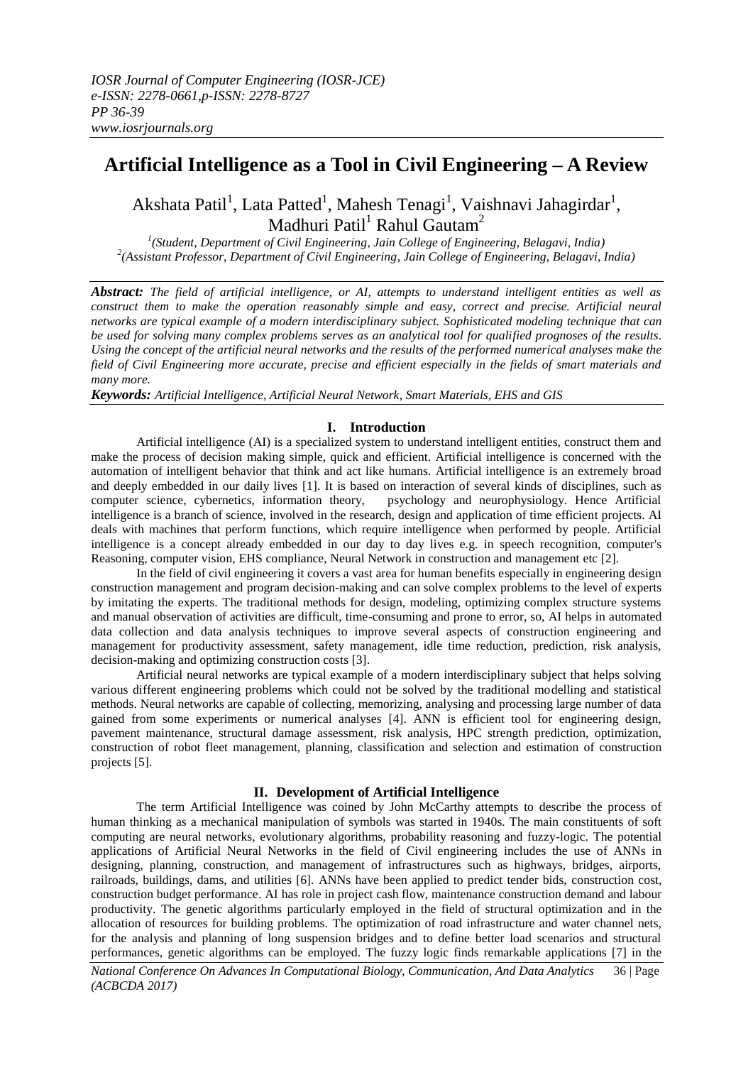# Artificial Intelligence as a Tool in Civil Engineering – A Review

Akshata Patil[1], Lata Patted[1], Mahesh Tenagi[1], Vaishnavi Jahagirdar[1], Madhuri Patil[1] Rahul Gautam[2]

[1](*Student, Department of Civil Engineering, Jain College of Engineering, Belagavi, India*)
[2](*Assistant Professor, Department of Civil Engineering, Jain College of Engineering, Belagavi, India*)

***Abstract:*** *The field of artificial intelligence, or AI, attempts to understand intelligent entities as well as construct them to make the operation reasonably simple and easy, correct and precise. Artificial neural networks are typical example of a modern interdisciplinary subject. Sophisticated modeling technique that can be used for solving many complex problems serves as an analytical tool for qualified prognoses of the results. Using the concept of the artificial neural networks and the results of the performed numerical analyses make the field of Civil Engineering more accurate, precise and efficient especially in the fields of smart materials and many more.*

***Keywords:*** *Artificial Intelligence, Artificial Neural Network, Smart Materials, EHS and GIS*

## I. Introduction

Artificial intelligence (AI) is a specialized system to understand intelligent entities, construct them and make the process of decision making simple, quick and efficient. Artificial intelligence is concerned with the automation of intelligent behavior that think and act like humans. Artificial intelligence is an extremely broad and deeply embedded in our daily lives [1]. It is based on interaction of several kinds of disciplines, such as computer science, cybernetics, information theory, psychology and neurophysiology. Hence Artificial intelligence is a branch of science, involved in the research, design and application of time efficient projects. AI deals with machines that perform functions, which require intelligence when performed by people. Artificial intelligence is a concept already embedded in our day to day lives e.g. in speech recognition, computer's Reasoning, computer vision, EHS compliance, Neural Network in construction and management etc [2].

In the field of civil engineering it covers a vast area for human benefits especially in engineering design construction management and program decision-making and can solve complex problems to the level of experts by imitating the experts. The traditional methods for design, modeling, optimizing complex structure systems and manual observation of activities are difficult, time-consuming and prone to error, so, AI helps in automated data collection and data analysis techniques to improve several aspects of construction engineering and management for productivity assessment, safety management, idle time reduction, prediction, risk analysis, decision-making and optimizing construction costs [3].

Artificial neural networks are typical example of a modern interdisciplinary subject that helps solving various different engineering problems which could not be solved by the traditional modelling and statistical methods. Neural networks are capable of collecting, memorizing, analysing and processing large number of data gained from some experiments or numerical analyses [4]. ANN is efficient tool for engineering design, pavement maintenance, structural damage assessment, risk analysis, HPC strength prediction, optimization, construction of robot fleet management, planning, classification and selection and estimation of construction projects [5].

## II. Development of Artificial Intelligence

The term Artificial Intelligence was coined by John McCarthy attempts to describe the process of human thinking as a mechanical manipulation of symbols was started in 1940s. The main constituents of soft computing are neural networks, evolutionary algorithms, probability reasoning and fuzzy-logic. The potential applications of Artificial Neural Networks in the field of Civil engineering includes the use of ANNs in designing, planning, construction, and management of infrastructures such as highways, bridges, airports, railroads, buildings, dams, and utilities [6]. ANNs have been applied to predict tender bids, construction cost, construction budget performance. AI has role in project cash flow, maintenance construction demand and labour productivity. The genetic algorithms particularly employed in the field of structural optimization and in the allocation of resources for building problems. The optimization of road infrastructure and water channel nets, for the analysis and planning of long suspension bridges and to define better load scenarios and structural performances, genetic algorithms can be employed. The fuzzy logic finds remarkable applications [7] in the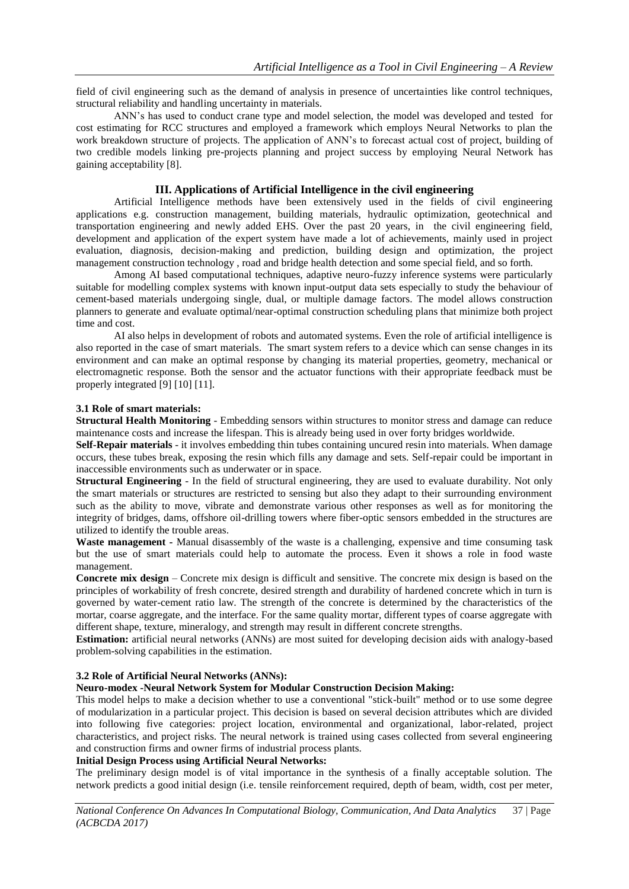field of civil engineering such as the demand of analysis in presence of uncertainties like control techniques, structural reliability and handling uncertainty in materials.

ANN's has used to conduct crane type and model selection, the model was developed and tested for cost estimating for RCC structures and employed a framework which employs Neural Networks to plan the work breakdown structure of projects. The application of ANN's to forecast actual cost of project, building of two credible models linking pre-projects planning and project success by employing Neural Network has gaining acceptability [8].

## III. Applications of Artificial Intelligence in the civil engineering

Artificial Intelligence methods have been extensively used in the fields of civil engineering applications e.g. construction management, building materials, hydraulic optimization, geotechnical and transportation engineering and newly added EHS. Over the past 20 years, in the civil engineering field, development and application of the expert system have made a lot of achievements, mainly used in project evaluation, diagnosis, decision-making and prediction, building design and optimization, the project management construction technology , road and bridge health detection and some special field, and so forth.

Among AI based computational techniques, adaptive neuro-fuzzy inference systems were particularly suitable for modelling complex systems with known input-output data sets especially to study the behaviour of cement-based materials undergoing single, dual, or multiple damage factors. The model allows construction planners to generate and evaluate optimal/near-optimal construction scheduling plans that minimize both project time and cost.

AI also helps in development of robots and automated systems. Even the role of artificial intelligence is also reported in the case of smart materials. The smart system refers to a device which can sense changes in its environment and can make an optimal response by changing its material properties, geometry, mechanical or electromagnetic response. Both the sensor and the actuator functions with their appropriate feedback must be properly integrated [9] [10] [11].

### 3.1 Role of smart materials:

**Structural Health Monitoring** - Embedding sensors within structures to monitor stress and damage can reduce maintenance costs and increase the lifespan. This is already being used in over forty bridges worldwide.

**Self-Repair materials** - it involves embedding thin tubes containing uncured resin into materials. When damage occurs, these tubes break, exposing the resin which fills any damage and sets. Self-repair could be important in inaccessible environments such as underwater or in space.

**Structural Engineering** - In the field of structural engineering, they are used to evaluate durability. Not only the smart materials or structures are restricted to sensing but also they adapt to their surrounding environment such as the ability to move, vibrate and demonstrate various other responses as well as for monitoring the integrity of bridges, dams, offshore oil-drilling towers where fiber-optic sensors embedded in the structures are utilized to identify the trouble areas.

**Waste management -** Manual disassembly of the waste is a challenging, expensive and time consuming task but the use of smart materials could help to automate the process. Even it shows a role in food waste management.

**Concrete mix design** – Concrete mix design is difficult and sensitive. The concrete mix design is based on the principles of workability of fresh concrete, desired strength and durability of hardened concrete which in turn is governed by water-cement ratio law. The strength of the concrete is determined by the characteristics of the mortar, coarse aggregate, and the interface. For the same quality mortar, different types of coarse aggregate with different shape, texture, mineralogy, and strength may result in different concrete strengths.

**Estimation:** artificial neural networks (ANNs) are most suited for developing decision aids with analogy-based problem-solving capabilities in the estimation.

### 3.2 Role of Artificial Neural Networks (ANNs):

**Neuro-modex -Neural Network System for Modular Construction Decision Making:**

This model helps to make a decision whether to use a conventional "stick-built" method or to use some degree of modularization in a particular project. This decision is based on several decision attributes which are divided into following five categories: project location, environmental and organizational, labor-related, project characteristics, and project risks. The neural network is trained using cases collected from several engineering and construction firms and owner firms of industrial process plants.

**Initial Design Process using Artificial Neural Networks:**

The preliminary design model is of vital importance in the synthesis of a finally acceptable solution. The network predicts a good initial design (i.e. tensile reinforcement required, depth of beam, width, cost per meter,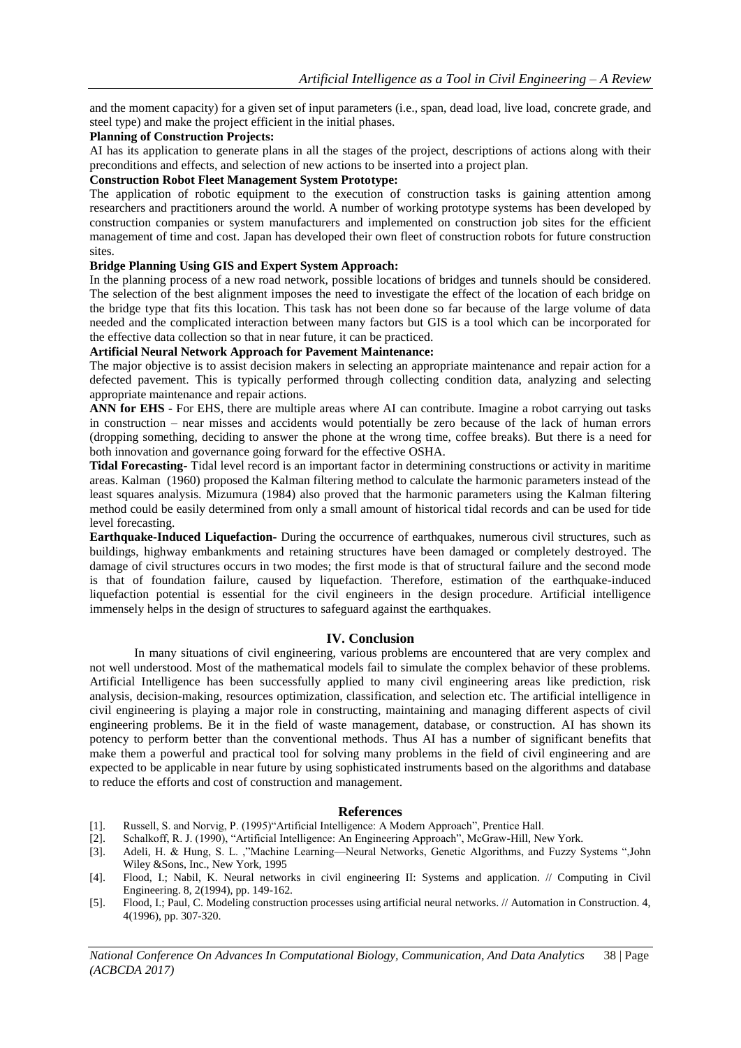and the moment capacity) for a given set of input parameters (i.e., span, dead load, live load, concrete grade, and steel type) and make the project efficient in the initial phases.

**Planning of Construction Projects:**

AI has its application to generate plans in all the stages of the project, descriptions of actions along with their preconditions and effects, and selection of new actions to be inserted into a project plan.

**Construction Robot Fleet Management System Prototype:**

The application of robotic equipment to the execution of construction tasks is gaining attention among researchers and practitioners around the world. A number of working prototype systems has been developed by construction companies or system manufacturers and implemented on construction job sites for the efficient management of time and cost. Japan has developed their own fleet of construction robots for future construction sites.

**Bridge Planning Using GIS and Expert System Approach:**

In the planning process of a new road network, possible locations of bridges and tunnels should be considered. The selection of the best alignment imposes the need to investigate the effect of the location of each bridge on the bridge type that fits this location. This task has not been done so far because of the large volume of data needed and the complicated interaction between many factors but GIS is a tool which can be incorporated for the effective data collection so that in near future, it can be practiced.

**Artificial Neural Network Approach for Pavement Maintenance:**

The major objective is to assist decision makers in selecting an appropriate maintenance and repair action for a defected pavement. This is typically performed through collecting condition data, analyzing and selecting appropriate maintenance and repair actions.

**ANN for EHS -** For EHS, there are multiple areas where AI can contribute. Imagine a robot carrying out tasks in construction – near misses and accidents would potentially be zero because of the lack of human errors (dropping something, deciding to answer the phone at the wrong time, coffee breaks). But there is a need for both innovation and governance going forward for the effective OSHA.

**Tidal Forecasting-** Tidal level record is an important factor in determining constructions or activity in maritime areas. Kalman (1960) proposed the Kalman filtering method to calculate the harmonic parameters instead of the least squares analysis. Mizumura (1984) also proved that the harmonic parameters using the Kalman filtering method could be easily determined from only a small amount of historical tidal records and can be used for tide level forecasting.

**Earthquake-Induced Liquefaction-** During the occurrence of earthquakes, numerous civil structures, such as buildings, highway embankments and retaining structures have been damaged or completely destroyed. The damage of civil structures occurs in two modes; the first mode is that of structural failure and the second mode is that of foundation failure, caused by liquefaction. Therefore, estimation of the earthquake-induced liquefaction potential is essential for the civil engineers in the design procedure. Artificial intelligence immensely helps in the design of structures to safeguard against the earthquakes.

## IV. Conclusion

In many situations of civil engineering, various problems are encountered that are very complex and not well understood. Most of the mathematical models fail to simulate the complex behavior of these problems. Artificial Intelligence has been successfully applied to many civil engineering areas like prediction, risk analysis, decision-making, resources optimization, classification, and selection etc. The artificial intelligence in civil engineering is playing a major role in constructing, maintaining and managing different aspects of civil engineering problems. Be it in the field of waste management, database, or construction. AI has shown its potency to perform better than the conventional methods. Thus AI has a number of significant benefits that make them a powerful and practical tool for solving many problems in the field of civil engineering and are expected to be applicable in near future by using sophisticated instruments based on the algorithms and database to reduce the efforts and cost of construction and management.

## References

[1]. Russell, S. and Norvig, P. (1995)"Artificial Intelligence: A Modern Approach", Prentice Hall.

[2]. Schalkoff, R. J. (1990), "Artificial Intelligence: An Engineering Approach", McGraw-Hill, New York.

[3]. Adeli, H. & Hung, S. L. ,"Machine Learning—Neural Networks, Genetic Algorithms, and Fuzzy Systems ",John Wiley &Sons, Inc., New York, 1995

[4]. Flood, I.; Nabil, K. Neural networks in civil engineering II: Systems and application. // Computing in Civil Engineering. 8, 2(1994), pp. 149-162.

[5]. Flood, I.; Paul, C. Modeling construction processes using artificial neural networks. // Automation in Construction. 4, 4(1996), pp. 307-320.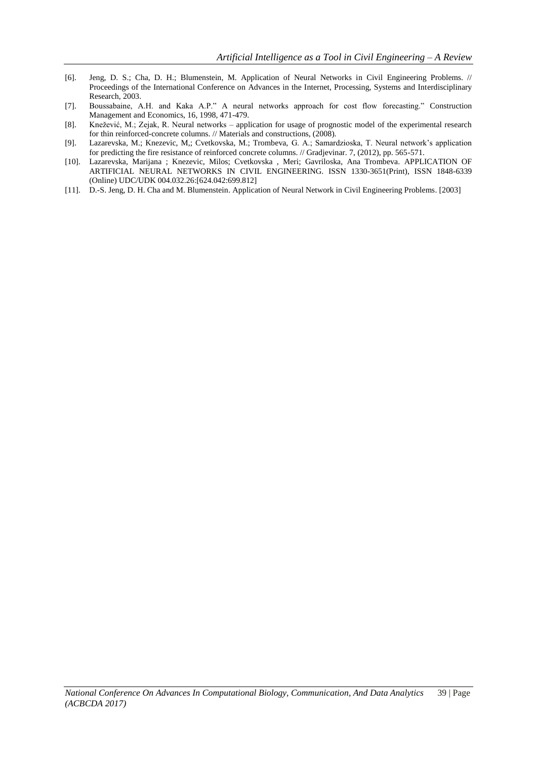[6]. Jeng, D. S.; Cha, D. H.; Blumenstein, M. Application of Neural Networks in Civil Engineering Problems. // Proceedings of the International Conference on Advances in the Internet, Processing, Systems and Interdisciplinary Research, 2003.

[7]. Boussabaine, A.H. and Kaka A.P." A neural networks approach for cost flow forecasting." Construction Management and Economics, 16, 1998, 471-479.

[8]. Knežević, M.; Zejak, R. Neural networks – application for usage of prognostic model of the experimental research for thin reinforced-concrete columns. // Materials and constructions, (2008).

[9]. Lazarevska, M.; Knezevic, M,; Cvetkovska, M.; Trombeva, G. A.; Samardzioska, T. Neural network's application for predicting the fire resistance of reinforced concrete columns. // Gradjevinar. 7, (2012), pp. 565-571.

[10]. Lazarevska, Marijana ; Knezevic, Milos; Cvetkovska , Meri; Gavriloska, Ana Trombeva. APPLICATION OF ARTIFICIAL NEURAL NETWORKS IN CIVIL ENGINEERING. ISSN 1330-3651(Print), ISSN 1848-6339 (Online) UDC/UDK 004.032.26:[624.042:699.812]

[11]. D.-S. Jeng, D. H. Cha and M. Blumenstein. Application of Neural Network in Civil Engineering Problems. [2003]